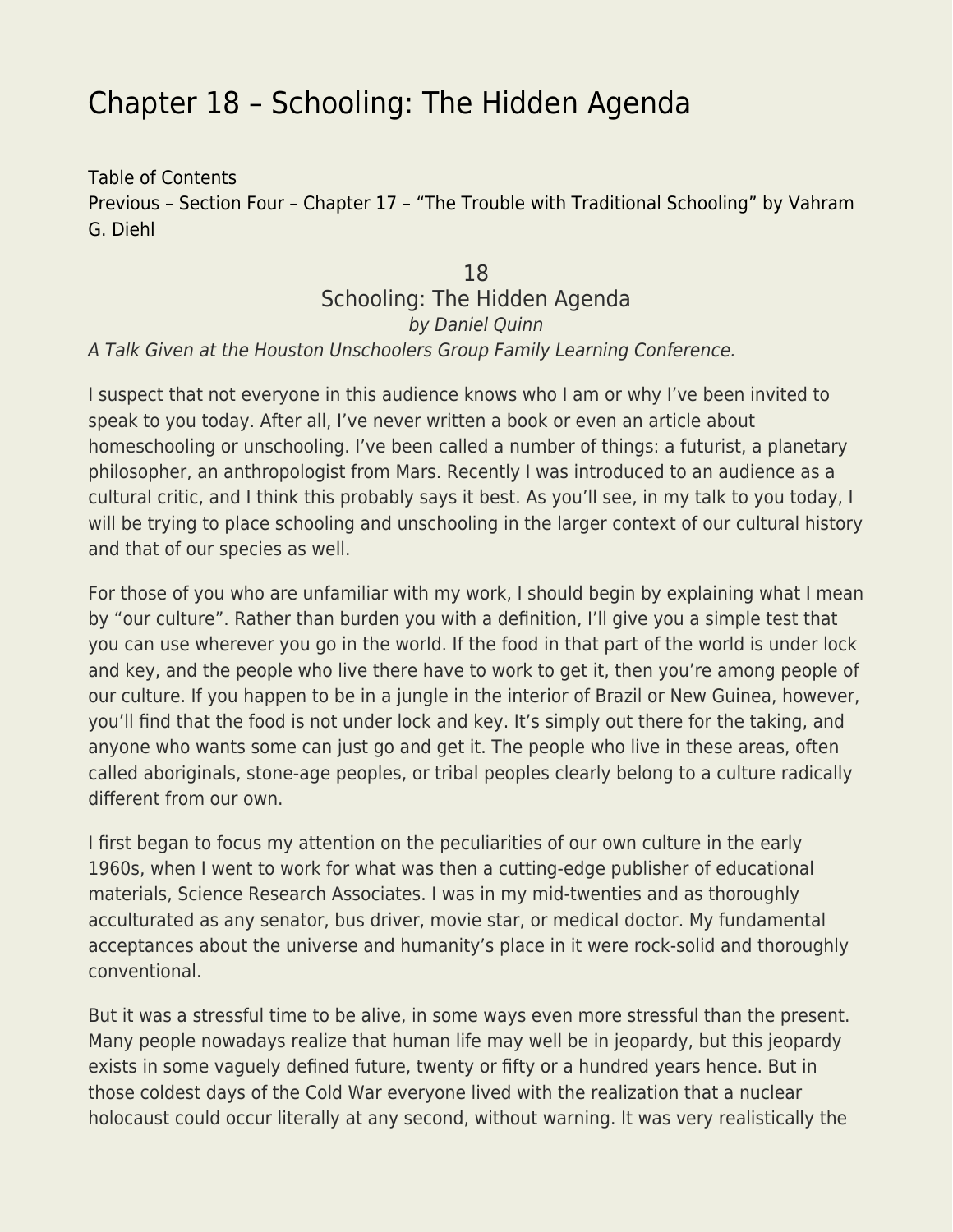# Chapter 18 – Schooling: The Hidden Agenda

Table of Contents
Previous – Section Four – Chapter 17 – "The Trouble with Traditional Schooling" by Vahram G. Diehl

18
Schooling: The Hidden Agenda
*by Daniel Quinn*
*A Talk Given at the Houston Unschoolers Group Family Learning Conference.*

I suspect that not everyone in this audience knows who I am or why I've been invited to speak to you today. After all, I've never written a book or even an article about homeschooling or unschooling. I've been called a number of things: a futurist, a planetary philosopher, an anthropologist from Mars. Recently I was introduced to an audience as a cultural critic, and I think this probably says it best. As you'll see, in my talk to you today, I will be trying to place schooling and unschooling in the larger context of our cultural history and that of our species as well.

For those of you who are unfamiliar with my work, I should begin by explaining what I mean by "our culture". Rather than burden you with a definition, I'll give you a simple test that you can use wherever you go in the world. If the food in that part of the world is under lock and key, and the people who live there have to work to get it, then you're among people of our culture. If you happen to be in a jungle in the interior of Brazil or New Guinea, however, you'll find that the food is not under lock and key. It's simply out there for the taking, and anyone who wants some can just go and get it. The people who live in these areas, often called aboriginals, stone-age peoples, or tribal peoples clearly belong to a culture radically different from our own.

I first began to focus my attention on the peculiarities of our own culture in the early 1960s, when I went to work for what was then a cutting-edge publisher of educational materials, Science Research Associates. I was in my mid-twenties and as thoroughly acculturated as any senator, bus driver, movie star, or medical doctor. My fundamental acceptances about the universe and humanity's place in it were rock-solid and thoroughly conventional.

But it was a stressful time to be alive, in some ways even more stressful than the present. Many people nowadays realize that human life may well be in jeopardy, but this jeopardy exists in some vaguely defined future, twenty or fifty or a hundred years hence. But in those coldest days of the Cold War everyone lived with the realization that a nuclear holocaust could occur literally at any second, without warning. It was very realistically the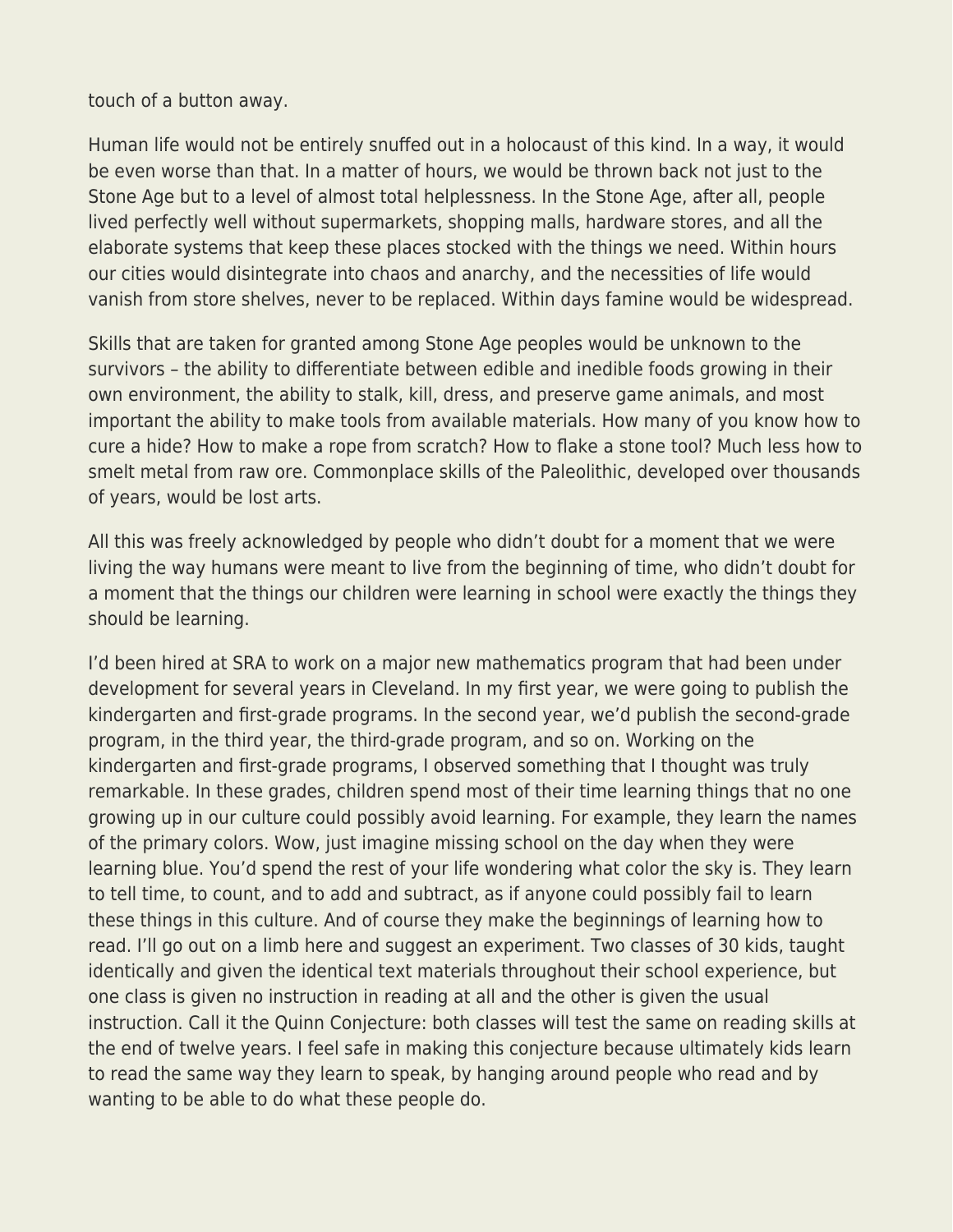touch of a button away.

Human life would not be entirely snuffed out in a holocaust of this kind. In a way, it would be even worse than that. In a matter of hours, we would be thrown back not just to the Stone Age but to a level of almost total helplessness. In the Stone Age, after all, people lived perfectly well without supermarkets, shopping malls, hardware stores, and all the elaborate systems that keep these places stocked with the things we need. Within hours our cities would disintegrate into chaos and anarchy, and the necessities of life would vanish from store shelves, never to be replaced. Within days famine would be widespread.

Skills that are taken for granted among Stone Age peoples would be unknown to the survivors – the ability to differentiate between edible and inedible foods growing in their own environment, the ability to stalk, kill, dress, and preserve game animals, and most important the ability to make tools from available materials. How many of you know how to cure a hide? How to make a rope from scratch? How to flake a stone tool? Much less how to smelt metal from raw ore. Commonplace skills of the Paleolithic, developed over thousands of years, would be lost arts.

All this was freely acknowledged by people who didn't doubt for a moment that we were living the way humans were meant to live from the beginning of time, who didn't doubt for a moment that the things our children were learning in school were exactly the things they should be learning.

I'd been hired at SRA to work on a major new mathematics program that had been under development for several years in Cleveland. In my first year, we were going to publish the kindergarten and first-grade programs. In the second year, we'd publish the second-grade program, in the third year, the third-grade program, and so on. Working on the kindergarten and first-grade programs, I observed something that I thought was truly remarkable. In these grades, children spend most of their time learning things that no one growing up in our culture could possibly avoid learning. For example, they learn the names of the primary colors. Wow, just imagine missing school on the day when they were learning blue. You'd spend the rest of your life wondering what color the sky is. They learn to tell time, to count, and to add and subtract, as if anyone could possibly fail to learn these things in this culture. And of course they make the beginnings of learning how to read. I'll go out on a limb here and suggest an experiment. Two classes of 30 kids, taught identically and given the identical text materials throughout their school experience, but one class is given no instruction in reading at all and the other is given the usual instruction. Call it the Quinn Conjecture: both classes will test the same on reading skills at the end of twelve years. I feel safe in making this conjecture because ultimately kids learn to read the same way they learn to speak, by hanging around people who read and by wanting to be able to do what these people do.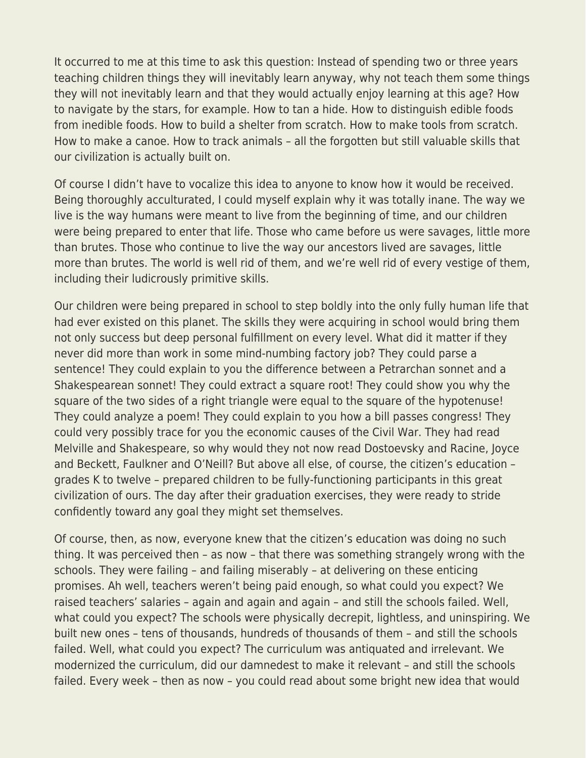It occurred to me at this time to ask this question: Instead of spending two or three years teaching children things they will inevitably learn anyway, why not teach them some things they will not inevitably learn and that they would actually enjoy learning at this age? How to navigate by the stars, for example. How to tan a hide. How to distinguish edible foods from inedible foods. How to build a shelter from scratch. How to make tools from scratch. How to make a canoe. How to track animals – all the forgotten but still valuable skills that our civilization is actually built on.

Of course I didn't have to vocalize this idea to anyone to know how it would be received. Being thoroughly acculturated, I could myself explain why it was totally inane. The way we live is the way humans were meant to live from the beginning of time, and our children were being prepared to enter that life. Those who came before us were savages, little more than brutes. Those who continue to live the way our ancestors lived are savages, little more than brutes. The world is well rid of them, and we're well rid of every vestige of them, including their ludicrously primitive skills.

Our children were being prepared in school to step boldly into the only fully human life that had ever existed on this planet. The skills they were acquiring in school would bring them not only success but deep personal fulfillment on every level. What did it matter if they never did more than work in some mind-numbing factory job? They could parse a sentence! They could explain to you the difference between a Petrarchan sonnet and a Shakespearean sonnet! They could extract a square root! They could show you why the square of the two sides of a right triangle were equal to the square of the hypotenuse! They could analyze a poem! They could explain to you how a bill passes congress! They could very possibly trace for you the economic causes of the Civil War. They had read Melville and Shakespeare, so why would they not now read Dostoevsky and Racine, Joyce and Beckett, Faulkner and O'Neill? But above all else, of course, the citizen's education – grades K to twelve – prepared children to be fully-functioning participants in this great civilization of ours. The day after their graduation exercises, they were ready to stride confidently toward any goal they might set themselves.

Of course, then, as now, everyone knew that the citizen's education was doing no such thing. It was perceived then – as now – that there was something strangely wrong with the schools. They were failing – and failing miserably – at delivering on these enticing promises. Ah well, teachers weren't being paid enough, so what could you expect? We raised teachers' salaries – again and again and again – and still the schools failed. Well, what could you expect? The schools were physically decrepit, lightless, and uninspiring. We built new ones – tens of thousands, hundreds of thousands of them – and still the schools failed. Well, what could you expect? The curriculum was antiquated and irrelevant. We modernized the curriculum, did our damnedest to make it relevant – and still the schools failed. Every week – then as now – you could read about some bright new idea that would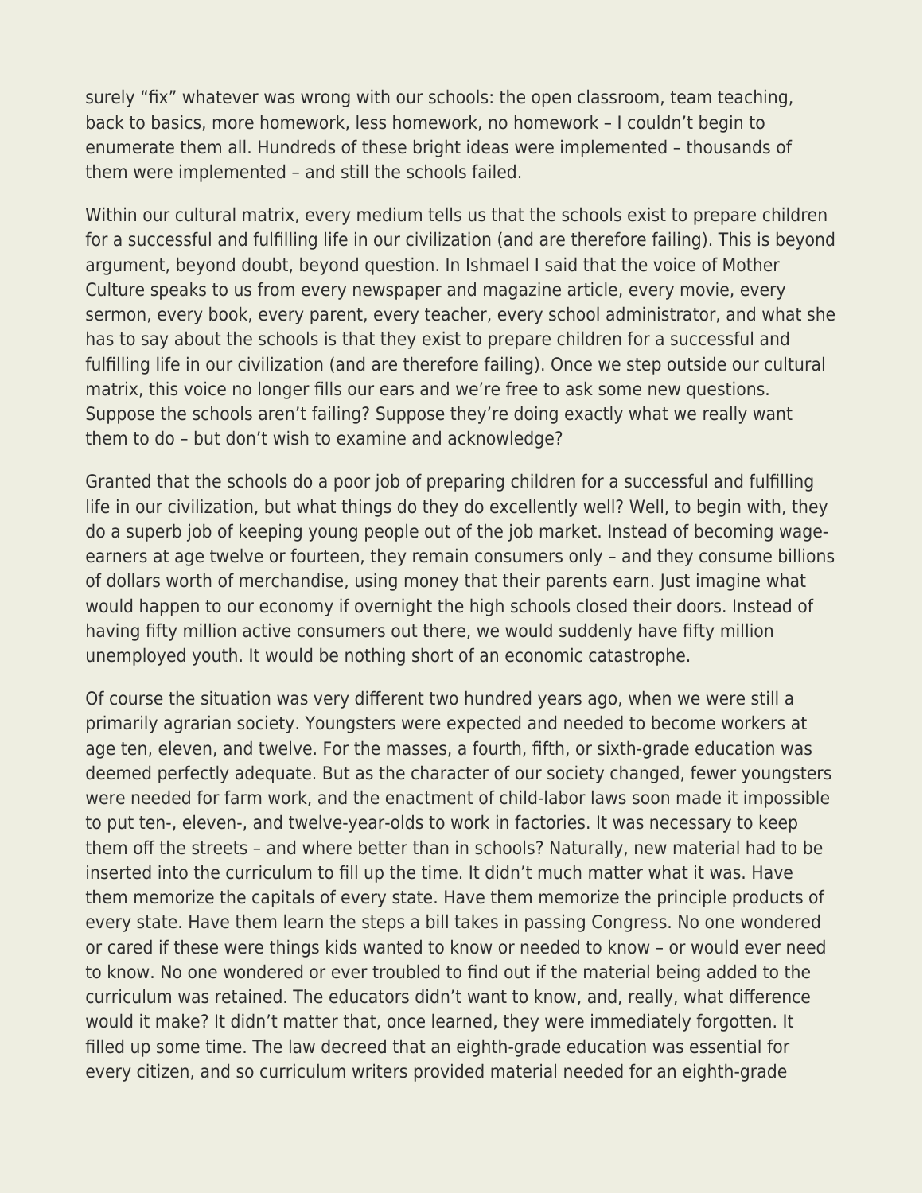surely "fix" whatever was wrong with our schools: the open classroom, team teaching, back to basics, more homework, less homework, no homework – I couldn't begin to enumerate them all. Hundreds of these bright ideas were implemented – thousands of them were implemented – and still the schools failed.

Within our cultural matrix, every medium tells us that the schools exist to prepare children for a successful and fulfilling life in our civilization (and are therefore failing). This is beyond argument, beyond doubt, beyond question. In Ishmael I said that the voice of Mother Culture speaks to us from every newspaper and magazine article, every movie, every sermon, every book, every parent, every teacher, every school administrator, and what she has to say about the schools is that they exist to prepare children for a successful and fulfilling life in our civilization (and are therefore failing). Once we step outside our cultural matrix, this voice no longer fills our ears and we're free to ask some new questions. Suppose the schools aren't failing? Suppose they're doing exactly what we really want them to do – but don't wish to examine and acknowledge?

Granted that the schools do a poor job of preparing children for a successful and fulfilling life in our civilization, but what things do they do excellently well? Well, to begin with, they do a superb job of keeping young people out of the job market. Instead of becoming wage-earners at age twelve or fourteen, they remain consumers only – and they consume billions of dollars worth of merchandise, using money that their parents earn. Just imagine what would happen to our economy if overnight the high schools closed their doors. Instead of having fifty million active consumers out there, we would suddenly have fifty million unemployed youth. It would be nothing short of an economic catastrophe.

Of course the situation was very different two hundred years ago, when we were still a primarily agrarian society. Youngsters were expected and needed to become workers at age ten, eleven, and twelve. For the masses, a fourth, fifth, or sixth-grade education was deemed perfectly adequate. But as the character of our society changed, fewer youngsters were needed for farm work, and the enactment of child-labor laws soon made it impossible to put ten-, eleven-, and twelve-year-olds to work in factories. It was necessary to keep them off the streets – and where better than in schools? Naturally, new material had to be inserted into the curriculum to fill up the time. It didn't much matter what it was. Have them memorize the capitals of every state. Have them memorize the principle products of every state. Have them learn the steps a bill takes in passing Congress. No one wondered or cared if these were things kids wanted to know or needed to know – or would ever need to know. No one wondered or ever troubled to find out if the material being added to the curriculum was retained. The educators didn't want to know, and, really, what difference would it make? It didn't matter that, once learned, they were immediately forgotten. It filled up some time. The law decreed that an eighth-grade education was essential for every citizen, and so curriculum writers provided material needed for an eighth-grade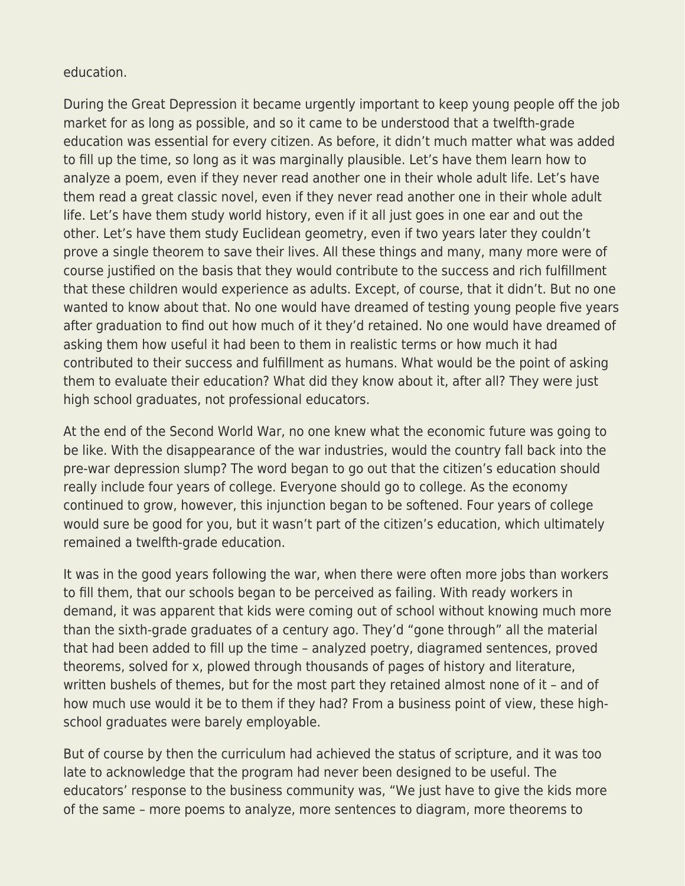education.

During the Great Depression it became urgently important to keep young people off the job market for as long as possible, and so it came to be understood that a twelfth-grade education was essential for every citizen. As before, it didn't much matter what was added to fill up the time, so long as it was marginally plausible. Let's have them learn how to analyze a poem, even if they never read another one in their whole adult life. Let's have them read a great classic novel, even if they never read another one in their whole adult life. Let's have them study world history, even if it all just goes in one ear and out the other. Let's have them study Euclidean geometry, even if two years later they couldn't prove a single theorem to save their lives. All these things and many, many more were of course justified on the basis that they would contribute to the success and rich fulfillment that these children would experience as adults. Except, of course, that it didn't. But no one wanted to know about that. No one would have dreamed of testing young people five years after graduation to find out how much of it they'd retained. No one would have dreamed of asking them how useful it had been to them in realistic terms or how much it had contributed to their success and fulfillment as humans. What would be the point of asking them to evaluate their education? What did they know about it, after all? They were just high school graduates, not professional educators.

At the end of the Second World War, no one knew what the economic future was going to be like. With the disappearance of the war industries, would the country fall back into the pre-war depression slump? The word began to go out that the citizen's education should really include four years of college. Everyone should go to college. As the economy continued to grow, however, this injunction began to be softened. Four years of college would sure be good for you, but it wasn't part of the citizen's education, which ultimately remained a twelfth-grade education.

It was in the good years following the war, when there were often more jobs than workers to fill them, that our schools began to be perceived as failing. With ready workers in demand, it was apparent that kids were coming out of school without knowing much more than the sixth-grade graduates of a century ago. They'd "gone through" all the material that had been added to fill up the time – analyzed poetry, diagramed sentences, proved theorems, solved for x, plowed through thousands of pages of history and literature, written bushels of themes, but for the most part they retained almost none of it – and of how much use would it be to them if they had? From a business point of view, these high-school graduates were barely employable.

But of course by then the curriculum had achieved the status of scripture, and it was too late to acknowledge that the program had never been designed to be useful. The educators' response to the business community was, "We just have to give the kids more of the same – more poems to analyze, more sentences to diagram, more theorems to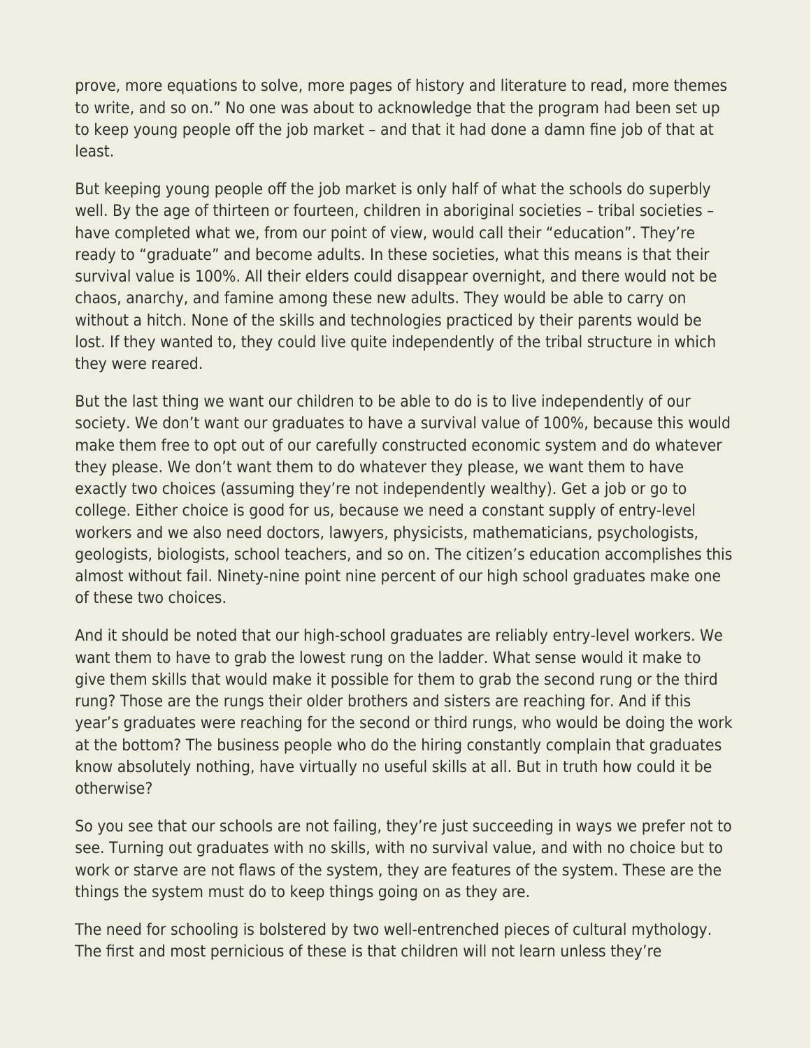prove, more equations to solve, more pages of history and literature to read, more themes to write, and so on." No one was about to acknowledge that the program had been set up to keep young people off the job market – and that it had done a damn fine job of that at least.

But keeping young people off the job market is only half of what the schools do superbly well. By the age of thirteen or fourteen, children in aboriginal societies – tribal societies – have completed what we, from our point of view, would call their "education". They're ready to "graduate" and become adults. In these societies, what this means is that their survival value is 100%. All their elders could disappear overnight, and there would not be chaos, anarchy, and famine among these new adults. They would be able to carry on without a hitch. None of the skills and technologies practiced by their parents would be lost. If they wanted to, they could live quite independently of the tribal structure in which they were reared.

But the last thing we want our children to be able to do is to live independently of our society. We don't want our graduates to have a survival value of 100%, because this would make them free to opt out of our carefully constructed economic system and do whatever they please. We don't want them to do whatever they please, we want them to have exactly two choices (assuming they're not independently wealthy). Get a job or go to college. Either choice is good for us, because we need a constant supply of entry-level workers and we also need doctors, lawyers, physicists, mathematicians, psychologists, geologists, biologists, school teachers, and so on. The citizen's education accomplishes this almost without fail. Ninety-nine point nine percent of our high school graduates make one of these two choices.

And it should be noted that our high-school graduates are reliably entry-level workers. We want them to have to grab the lowest rung on the ladder. What sense would it make to give them skills that would make it possible for them to grab the second rung or the third rung? Those are the rungs their older brothers and sisters are reaching for. And if this year's graduates were reaching for the second or third rungs, who would be doing the work at the bottom? The business people who do the hiring constantly complain that graduates know absolutely nothing, have virtually no useful skills at all. But in truth how could it be otherwise?

So you see that our schools are not failing, they're just succeeding in ways we prefer not to see. Turning out graduates with no skills, with no survival value, and with no choice but to work or starve are not flaws of the system, they are features of the system. These are the things the system must do to keep things going on as they are.

The need for schooling is bolstered by two well-entrenched pieces of cultural mythology. The first and most pernicious of these is that children will not learn unless they're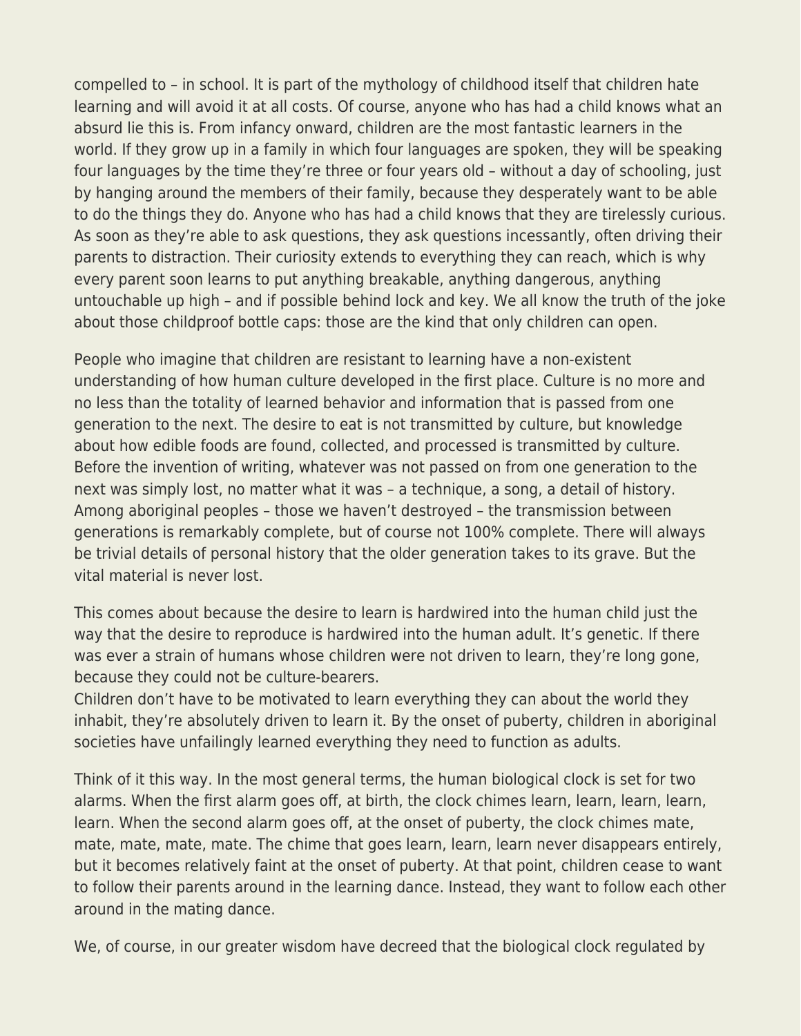compelled to – in school. It is part of the mythology of childhood itself that children hate learning and will avoid it at all costs. Of course, anyone who has had a child knows what an absurd lie this is. From infancy onward, children are the most fantastic learners in the world. If they grow up in a family in which four languages are spoken, they will be speaking four languages by the time they're three or four years old – without a day of schooling, just by hanging around the members of their family, because they desperately want to be able to do the things they do. Anyone who has had a child knows that they are tirelessly curious. As soon as they're able to ask questions, they ask questions incessantly, often driving their parents to distraction. Their curiosity extends to everything they can reach, which is why every parent soon learns to put anything breakable, anything dangerous, anything untouchable up high – and if possible behind lock and key. We all know the truth of the joke about those childproof bottle caps: those are the kind that only children can open.

People who imagine that children are resistant to learning have a non-existent understanding of how human culture developed in the first place. Culture is no more and no less than the totality of learned behavior and information that is passed from one generation to the next. The desire to eat is not transmitted by culture, but knowledge about how edible foods are found, collected, and processed is transmitted by culture. Before the invention of writing, whatever was not passed on from one generation to the next was simply lost, no matter what it was – a technique, a song, a detail of history. Among aboriginal peoples – those we haven't destroyed – the transmission between generations is remarkably complete, but of course not 100% complete. There will always be trivial details of personal history that the older generation takes to its grave. But the vital material is never lost.

This comes about because the desire to learn is hardwired into the human child just the way that the desire to reproduce is hardwired into the human adult. It's genetic. If there was ever a strain of humans whose children were not driven to learn, they're long gone, because they could not be culture-bearers.
Children don't have to be motivated to learn everything they can about the world they inhabit, they're absolutely driven to learn it. By the onset of puberty, children in aboriginal societies have unfailingly learned everything they need to function as adults.

Think of it this way. In the most general terms, the human biological clock is set for two alarms. When the first alarm goes off, at birth, the clock chimes learn, learn, learn, learn, learn. When the second alarm goes off, at the onset of puberty, the clock chimes mate, mate, mate, mate, mate. The chime that goes learn, learn, learn never disappears entirely, but it becomes relatively faint at the onset of puberty. At that point, children cease to want to follow their parents around in the learning dance. Instead, they want to follow each other around in the mating dance.

We, of course, in our greater wisdom have decreed that the biological clock regulated by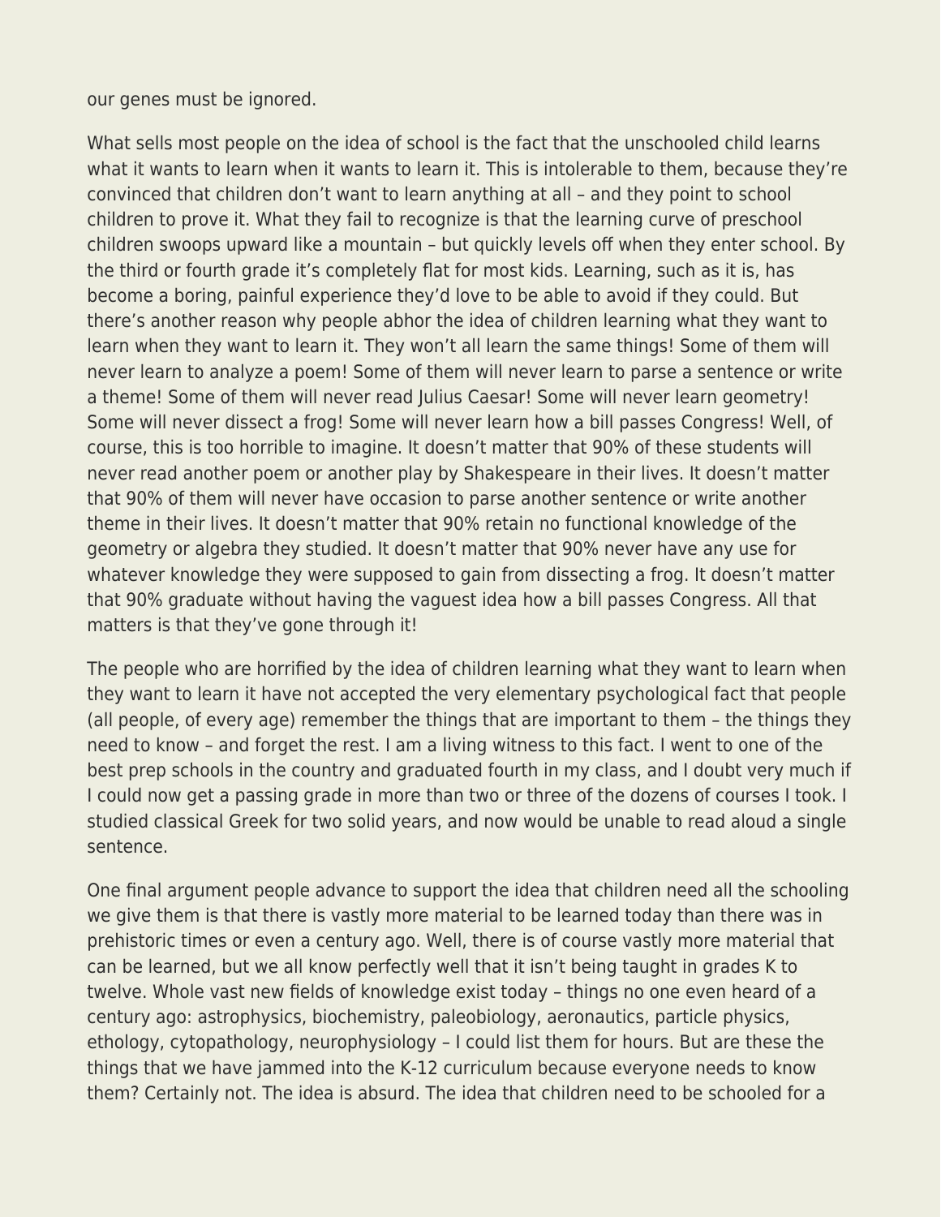our genes must be ignored.

What sells most people on the idea of school is the fact that the unschooled child learns what it wants to learn when it wants to learn it. This is intolerable to them, because they're convinced that children don't want to learn anything at all – and they point to school children to prove it. What they fail to recognize is that the learning curve of preschool children swoops upward like a mountain – but quickly levels off when they enter school. By the third or fourth grade it's completely flat for most kids. Learning, such as it is, has become a boring, painful experience they'd love to be able to avoid if they could. But there's another reason why people abhor the idea of children learning what they want to learn when they want to learn it. They won't all learn the same things! Some of them will never learn to analyze a poem! Some of them will never learn to parse a sentence or write a theme! Some of them will never read Julius Caesar! Some will never learn geometry! Some will never dissect a frog! Some will never learn how a bill passes Congress! Well, of course, this is too horrible to imagine. It doesn't matter that 90% of these students will never read another poem or another play by Shakespeare in their lives. It doesn't matter that 90% of them will never have occasion to parse another sentence or write another theme in their lives. It doesn't matter that 90% retain no functional knowledge of the geometry or algebra they studied. It doesn't matter that 90% never have any use for whatever knowledge they were supposed to gain from dissecting a frog. It doesn't matter that 90% graduate without having the vaguest idea how a bill passes Congress. All that matters is that they've gone through it!

The people who are horrified by the idea of children learning what they want to learn when they want to learn it have not accepted the very elementary psychological fact that people (all people, of every age) remember the things that are important to them – the things they need to know – and forget the rest. I am a living witness to this fact. I went to one of the best prep schools in the country and graduated fourth in my class, and I doubt very much if I could now get a passing grade in more than two or three of the dozens of courses I took. I studied classical Greek for two solid years, and now would be unable to read aloud a single sentence.

One final argument people advance to support the idea that children need all the schooling we give them is that there is vastly more material to be learned today than there was in prehistoric times or even a century ago. Well, there is of course vastly more material that can be learned, but we all know perfectly well that it isn't being taught in grades K to twelve. Whole vast new fields of knowledge exist today – things no one even heard of a century ago: astrophysics, biochemistry, paleobiology, aeronautics, particle physics, ethology, cytopathology, neurophysiology – I could list them for hours. But are these the things that we have jammed into the K-12 curriculum because everyone needs to know them? Certainly not. The idea is absurd. The idea that children need to be schooled for a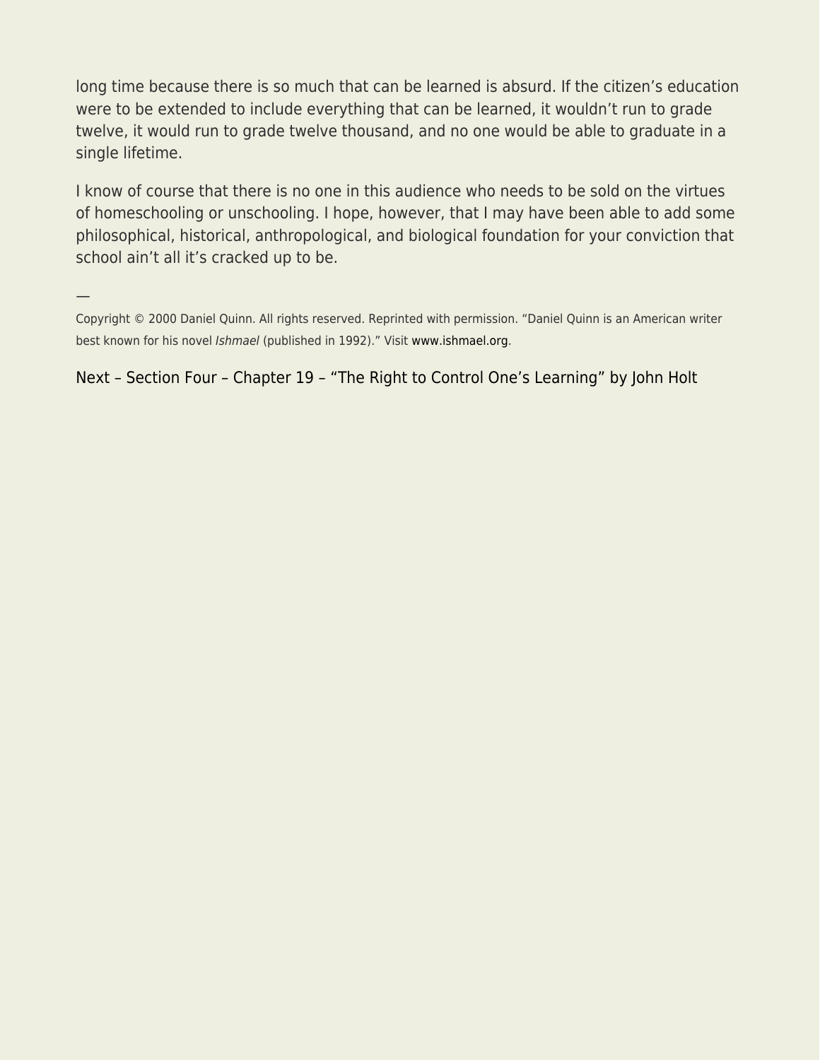long time because there is so much that can be learned is absurd. If the citizen's education were to be extended to include everything that can be learned, it wouldn't run to grade twelve, it would run to grade twelve thousand, and no one would be able to graduate in a single lifetime.

I know of course that there is no one in this audience who needs to be sold on the virtues of homeschooling or unschooling. I hope, however, that I may have been able to add some philosophical, historical, anthropological, and biological foundation for your conviction that school ain't all it's cracked up to be.

—

Copyright © 2000 Daniel Quinn. All rights reserved. Reprinted with permission. "Daniel Quinn is an American writer best known for his novel *Ishmael* (published in 1992)." Visit www.ishmael.org.

Next – Section Four – Chapter 19 – "The Right to Control One's Learning" by John Holt